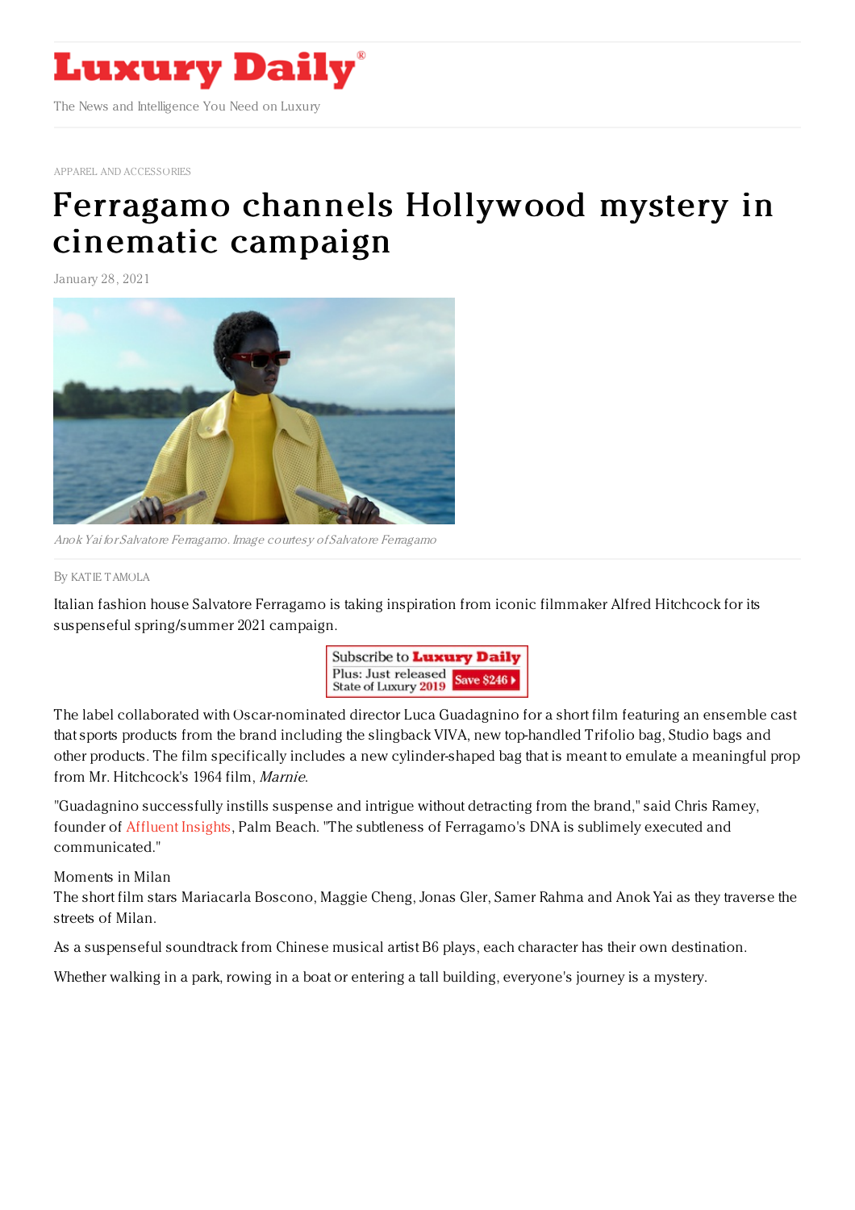# Luxury Daily

The News and Intelligence You Need on Luxury

APPAREL AND ACCESSORIES

# Ferragamo channels Hollywood mystery in cinematic campaign

January 28, 2021

*Anok Yai for Salvatore Ferragamo. Image courtesy of Salvatore Ferragamo*

By KATIE TAMOLA

Italian fashion house Salvatore Ferragamo is taking inspiration from iconic filmmaker Alfred Hitchcock for its suspenseful spring/summer 2021 campaign.

The label collaborated with Oscar-nominated director Luca Guadagnino for a short film featuring an ensemble cast that sports products from the brand including the slingback VIVA, new top-handled Trifolio bag, Studio bags and other products. The film specifically includes a new cylinder-shaped bag that is meant to emulate a meaningful prop from Mr. Hitchcock's 1964 film, *Marnie*.

"Guadagnino successfully instills suspense and intrigue without detracting from the brand," said Chris Ramey, founder of Affluent Insights, Palm Beach. "The subtleness of Ferragamo's DNA is sublimely executed and communicated."

Moments in Milan

The short film stars Mariacarla Boscono, Maggie Cheng, Jonas Gler, Samer Rahma and Anok Yai as they traverse the streets of Milan.

As a suspenseful soundtrack from Chinese musical artist B6 plays, each character has their own destination.

Whether walking in a park, rowing in a boat or entering a tall building, everyone's journey is a mystery.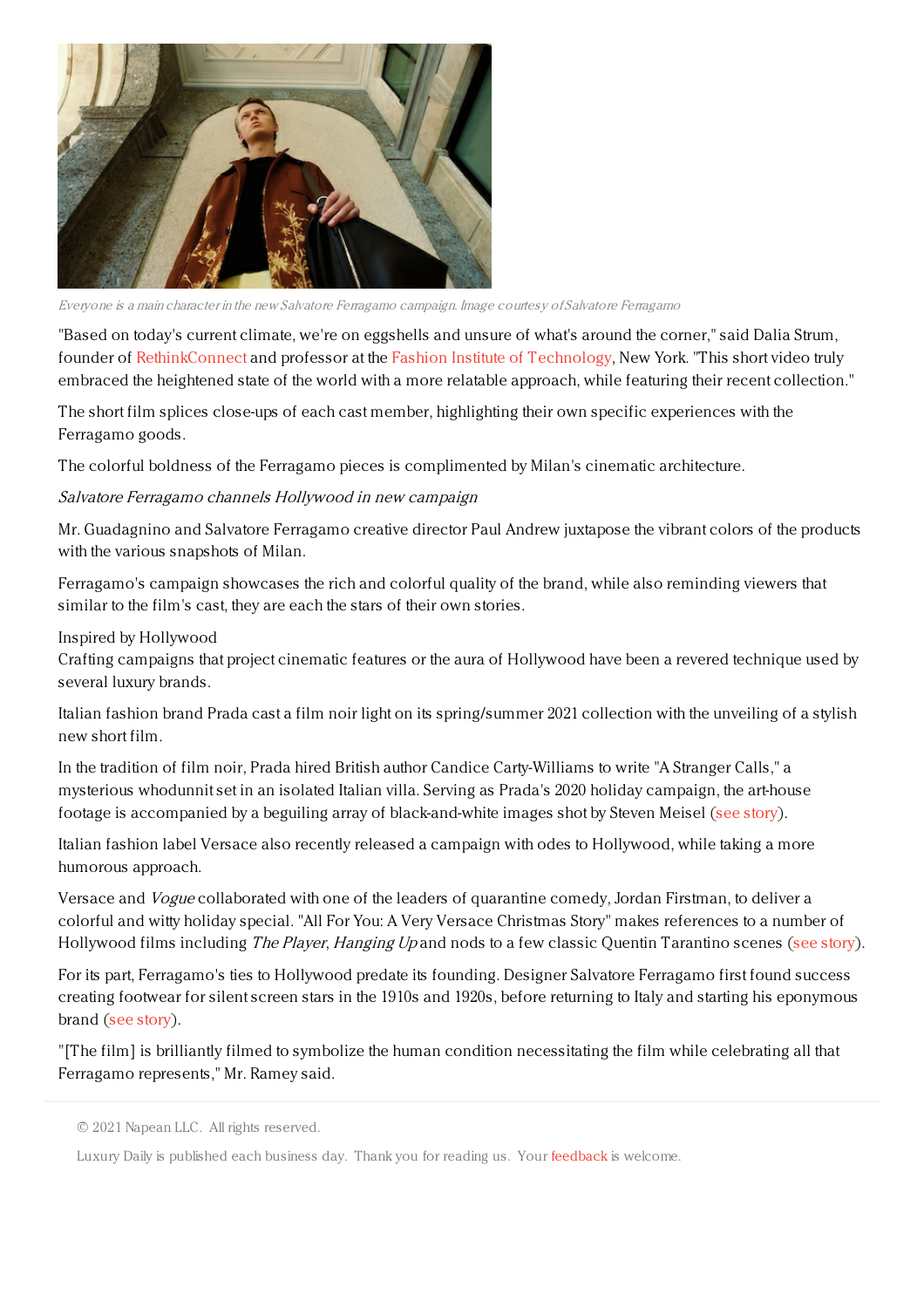*Everyone is a main character in the new Salvatore Ferragamo campaign. Image courtesy of Salvatore Ferragamo*

"Based on today's current climate, we're on eggshells and unsure of what's around the corner," said Dalia Strum, founder of RethinkConnect and professor at the Fashion Institute of Technology, New York. "This short video truly embraced the heightened state of the world with a more relatable approach, while featuring their recent collection."

The short film splices close-ups of each cast member, highlighting their own specific experiences with the Ferragamo goods.

The colorful boldness of the Ferragamo pieces is complimented by Milan's cinematic architecture.

*Salvatore Ferragamo channels Hollywood in new campaign*

Mr. Guadagnino and Salvatore Ferragamo creative director Paul Andrew juxtapose the vibrant colors of the products with the various snapshots of Milan.

Ferragamo's campaign showcases the rich and colorful quality of the brand, while also reminding viewers that similar to the film's cast, they are each the stars of their own stories.

Inspired by Hollywood

Crafting campaigns that project cinematic features or the aura of Hollywood have been a revered technique used by several luxury brands.

Italian fashion brand Prada cast a film noir light on its spring/summer 2021 collection with the unveiling of a stylish new short film.

In the tradition of film noir, Prada hired British author Candice Carty-Williams to write "A Stranger Calls," a mysterious whodunnit set in an isolated Italian villa. Serving as Prada's 2020 holiday campaign, the art-house footage is accompanied by a beguiling array of black-and-white images shot by Steven Meisel (see story).

Italian fashion label Versace also recently released a campaign with odes to Hollywood, while taking a more humorous approach.

Versace and *Vogue* collaborated with one of the leaders of quarantine comedy, Jordan Firstman, to deliver a colorful and witty holiday special. "All For You: A Very Versace Christmas Story" makes references to a number of Hollywood films including *The Player*, *Hanging Up* and nods to a few classic Quentin Tarantino scenes (see story).

For its part, Ferragamo's ties to Hollywood predate its founding. Designer Salvatore Ferragamo first found success creating footwear for silent screen stars in the 1910s and 1920s, before returning to Italy and starting his eponymous brand (see story).

"[The film] is brilliantly filmed to symbolize the human condition necessitating the film while celebrating all that Ferragamo represents," Mr. Ramey said.

© 2021 Napean LLC. All rights reserved.

Luxury Daily is published each business day. Thank you for reading us. Your feedback is welcome.